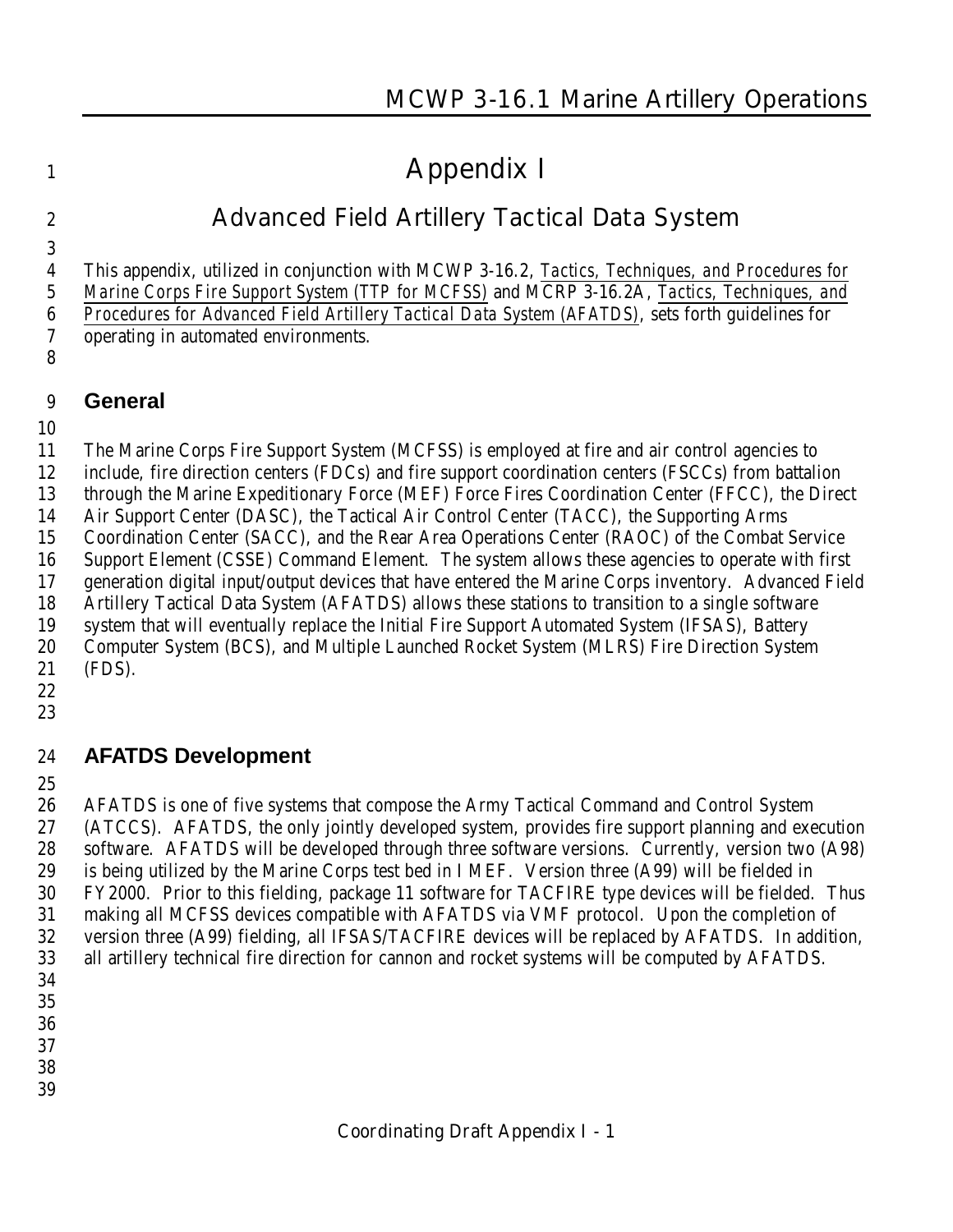# Appendix I

## Advanced Field Artillery Tactical Data System

This appendix, utilized in conjunction with MCWP 3-16.2, *Tactics, Techniques, and Procedures for Marine Corps Fire Support System (TTP for MCFSS)* and MCRP 3-16.2A, *Tactics, Techniques, and Procedures for Advanced Field Artillery Tactical Data System (AFATDS)*, sets forth guidelines for operating in automated environments.

### General

The Marine Corps Fire Support System (MCFSS) is employed at fire and air control agencies to include, fire direction centers (FDCs) and fire support coordination centers (FSCCs) from battalion through the Marine Expeditionary Force (MEF) Force Fires Coordination Center (FFCC), the Direct Air Support Center (DASC), the Tactical Air Control Center (TACC), the Supporting Arms Coordination Center (SACC), and the Rear Area Operations Center (RAOC) of the Combat Service Support Element (CSSE) Command Element. The system allows these agencies to operate with first generation digital input/output devices that have entered the Marine Corps inventory. Advanced Field Artillery Tactical Data System (AFATDS) allows these stations to transition to a single software system that will eventually replace the Initial Fire Support Automated System (IFSAS), Battery Computer System (BCS), and Multiple Launched Rocket System (MLRS) Fire Direction System (FDS).

### AFATDS Development

AFATDS is one of five systems that compose the Army Tactical Command and Control System (ATCCS). AFATDS, the only jointly developed system, provides fire support planning and execution software. AFATDS will be developed through three software versions. Currently, version two (A98) is being utilized by the Marine Corps test bed in I MEF. Version three (A99) will be fielded in FY2000. Prior to this fielding, package 11 software for TACFIRE type devices will be fielded. Thus making all MCFSS devices compatible with AFATDS via VMF protocol. Upon the completion of version three (A99) fielding, all IFSAS/TACFIRE devices will be replaced by AFATDS. In addition, all artillery technical fire direction for cannon and rocket systems will be computed by AFATDS.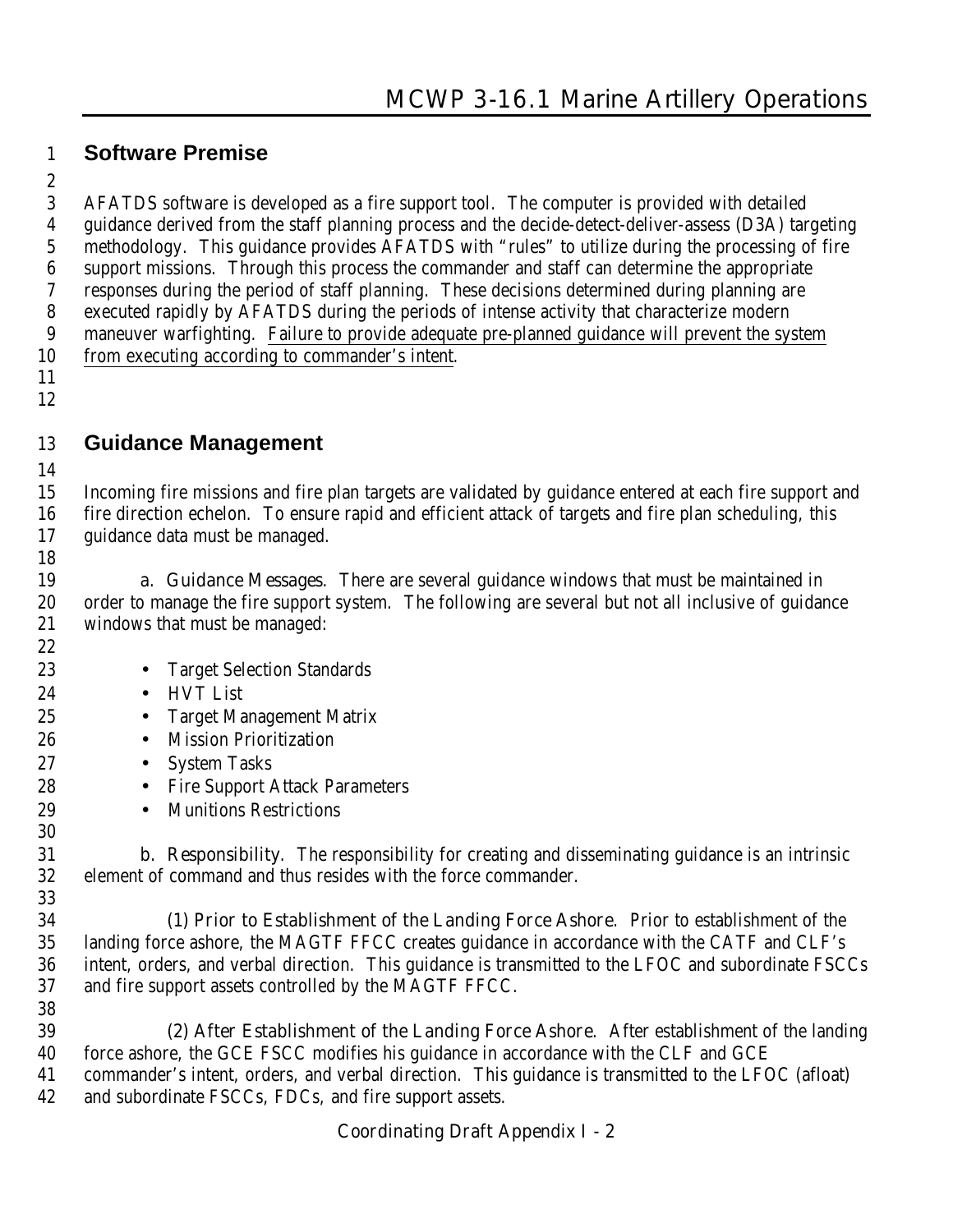## Software Premise

AFATDS software is developed as a fire support tool. The computer is provided with detailed guidance derived from the staff planning process and the decide-detect-deliver-assess (D3A) targeting methodology. This guidance provides AFATDS with "rules" to utilize during the processing of fire support missions. Through this process the commander and staff can determine the appropriate responses during the period of staff planning. These decisions determined during planning are executed rapidly by AFATDS during the periods of intense activity that characterize modern maneuver warfighting. <u>Failure to provide adequate pre-planned guidance will prevent the system from executing according to commander's intent</u>.

## Guidance Management

Incoming fire missions and fire plan targets are validated by guidance entered at each fire support and fire direction echelon. To ensure rapid and efficient attack of targets and fire plan scheduling, this guidance data must be managed.

a. *Guidance Messages*. There are several guidance windows that must be maintained in order to manage the fire support system. The following are several but not all inclusive of guidance windows that must be managed:

- Target Selection Standards
- HVT List
- Target Management Matrix
- Mission Prioritization
- System Tasks
- Fire Support Attack Parameters
- Munitions Restrictions

b. *Responsibility*. The responsibility for creating and disseminating guidance is an intrinsic element of command and thus resides with the force commander.

(1) *Prior to Establishment of the Landing Force Ashore*. Prior to establishment of the landing force ashore, the MAGTF FFCC creates guidance in accordance with the CATF and CLF's intent, orders, and verbal direction. This guidance is transmitted to the LFOC and subordinate FSCCs and fire support assets controlled by the MAGTF FFCC.

(2) *After Establishment of the Landing Force Ashore*. After establishment of the landing force ashore, the GCE FSCC modifies his guidance in accordance with the CLF and GCE commander's intent, orders, and verbal direction. This guidance is transmitted to the LFOC (afloat) and subordinate FSCCs, FDCs, and fire support assets.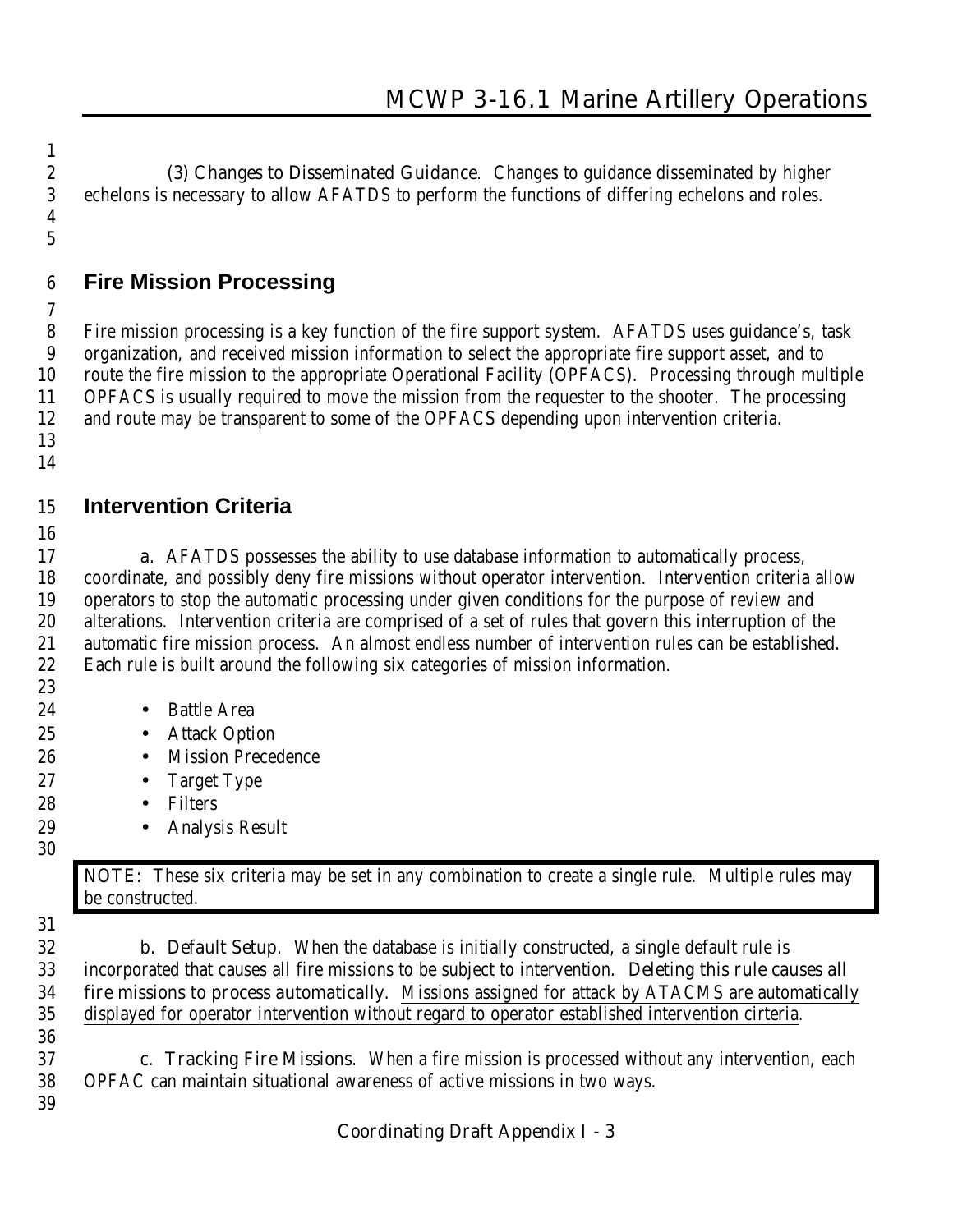(3) Changes to Disseminated Guidance. Changes to guidance disseminated by higher echelons is necessary to allow AFATDS to perform the functions of differing echelons and roles.

## Fire Mission Processing

Fire mission processing is a key function of the fire support system. AFATDS uses guidance's, task organization, and received mission information to select the appropriate fire support asset, and to route the fire mission to the appropriate Operational Facility (OPFACS). Processing through multiple OPFACS is usually required to move the mission from the requester to the shooter. The processing and route may be transparent to some of the OPFACS depending upon intervention criteria.

## Intervention Criteria

a. AFATDS possesses the ability to use database information to automatically process, coordinate, and possibly deny fire missions without operator intervention. Intervention criteria allow operators to stop the automatic processing under given conditions for the purpose of review and alterations. Intervention criteria are comprised of a set of rules that govern this interruption of the automatic fire mission process. An almost endless number of intervention rules can be established. Each rule is built around the following six categories of mission information.

- Battle Area
- Attack Option
- Mission Precedence
- Target Type
- Filters
- Analysis Result

> NOTE: These six criteria may be set in any combination to create a single rule. Multiple rules may be constructed.

b. Default Setup. When the database is initially constructed, a single default rule is incorporated that causes all fire missions to be subject to intervention. Deleting this rule causes all fire missions to process automatically. Missions assigned for attack by ATACMS are automatically displayed for operator intervention without regard to operator established intervention cirteria.

c. Tracking Fire Missions. When a fire mission is processed without any intervention, each OPFAC can maintain situational awareness of active missions in two ways.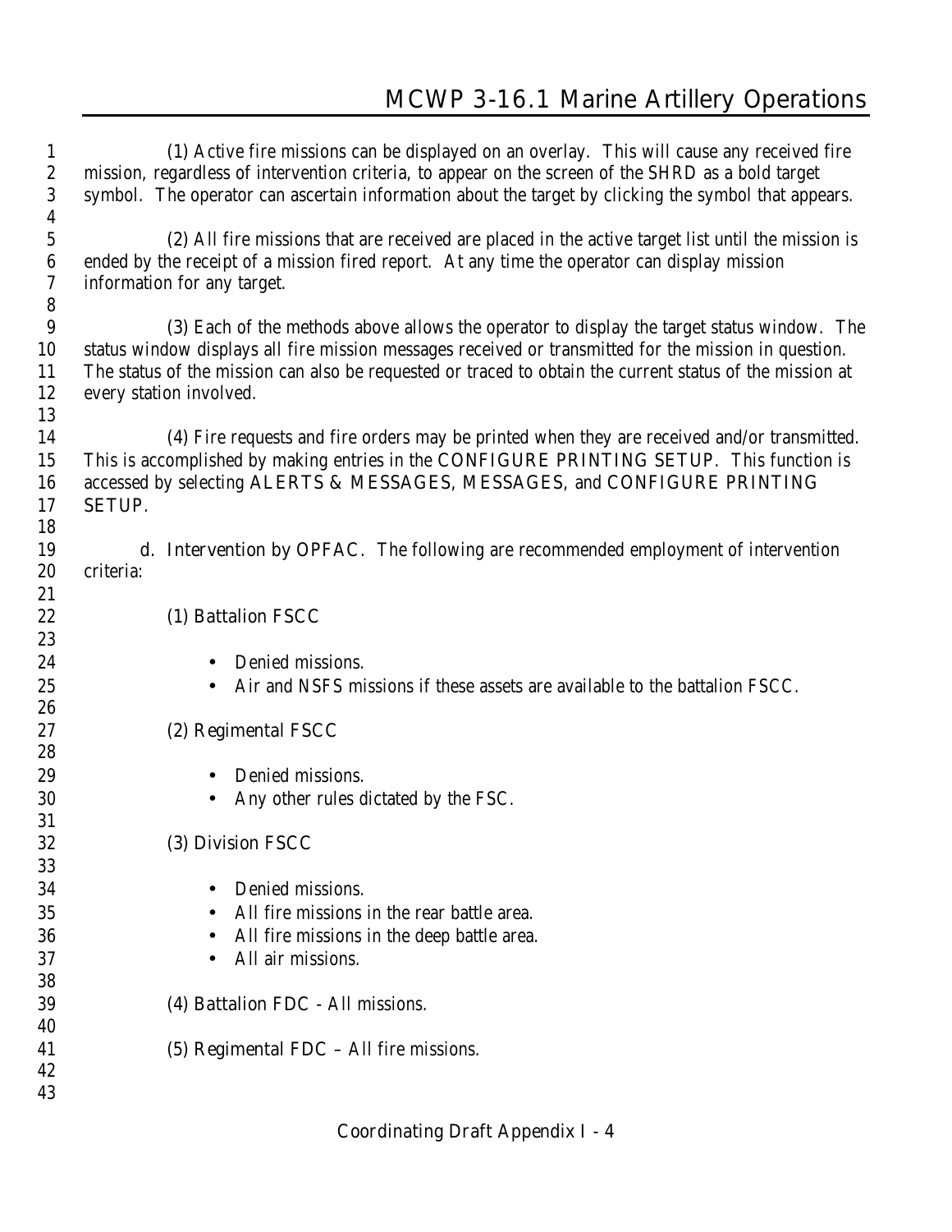(1) Active fire missions can be displayed on an overlay. This will cause any received fire mission, regardless of intervention criteria, to appear on the screen of the SHRD as a bold target symbol. The operator can ascertain information about the target by clicking the symbol that appears.

(2) All fire missions that are received are placed in the active target list until the mission is ended by the receipt of a mission fired report. At any time the operator can display mission information for any target.

(3) Each of the methods above allows the operator to display the target status window. The status window displays all fire mission messages received or transmitted for the mission in question. The status of the mission can also be requested or traced to obtain the current status of the mission at every station involved.

(4) Fire requests and fire orders may be printed when they are received and/or transmitted. This is accomplished by making entries in the CONFIGURE PRINTING SETUP. This function is accessed by selecting ALERTS & MESSAGES, MESSAGES, and CONFIGURE PRINTING SETUP.

d. Intervention by OPFAC. The following are recommended employment of intervention criteria:

(1) Battalion FSCC

- Denied missions.
- Air and NSFS missions if these assets are available to the battalion FSCC.

(2) Regimental FSCC

- Denied missions.
- Any other rules dictated by the FSC.

(3) Division FSCC

- Denied missions.
- All fire missions in the rear battle area.
- All fire missions in the deep battle area.
- All air missions.

(4) Battalion FDC - All missions.

(5) Regimental FDC – All fire missions.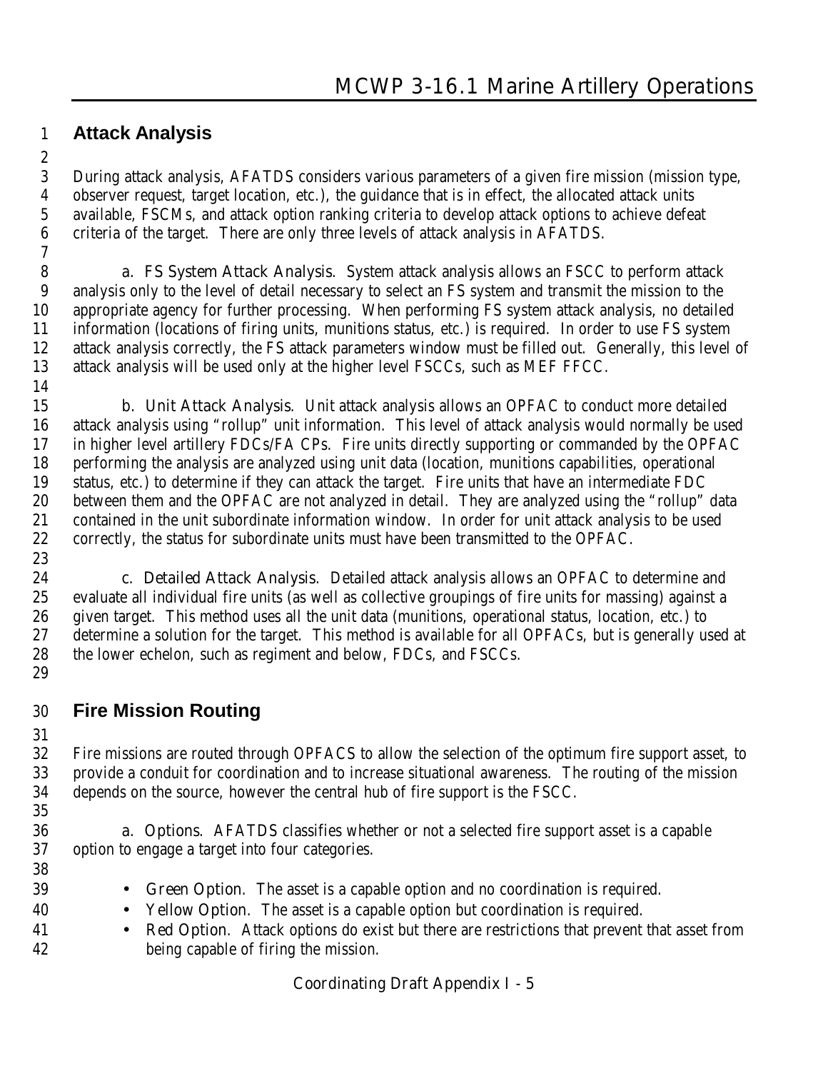## Attack Analysis

During attack analysis, AFATDS considers various parameters of a given fire mission (mission type, observer request, target location, etc.), the guidance that is in effect, the allocated attack units available, FSCMs, and attack option ranking criteria to develop attack options to achieve defeat criteria of the target. There are only three levels of attack analysis in AFATDS.

a. FS System Attack Analysis. System attack analysis allows an FSCC to perform attack analysis only to the level of detail necessary to select an FS system and transmit the mission to the appropriate agency for further processing. When performing FS system attack analysis, no detailed information (locations of firing units, munitions status, etc.) is required. In order to use FS system attack analysis correctly, the FS attack parameters window must be filled out. Generally, this level of attack analysis will be used only at the higher level FSCCs, such as MEF FFCC.

b. Unit Attack Analysis. Unit attack analysis allows an OPFAC to conduct more detailed attack analysis using "rollup" unit information. This level of attack analysis would normally be used in higher level artillery FDCs/FA CPs. Fire units directly supporting or commanded by the OPFAC performing the analysis are analyzed using unit data (location, munitions capabilities, operational status, etc.) to determine if they can attack the target. Fire units that have an intermediate FDC between them and the OPFAC are not analyzed in detail. They are analyzed using the "rollup" data contained in the unit subordinate information window. In order for unit attack analysis to be used correctly, the status for subordinate units must have been transmitted to the OPFAC.

c. Detailed Attack Analysis. Detailed attack analysis allows an OPFAC to determine and evaluate all individual fire units (as well as collective groupings of fire units for massing) against a given target. This method uses all the unit data (munitions, operational status, location, etc.) to determine a solution for the target. This method is available for all OPFACs, but is generally used at the lower echelon, such as regiment and below, FDCs, and FSCCs.

## Fire Mission Routing

Fire missions are routed through OPFACS to allow the selection of the optimum fire support asset, to provide a conduit for coordination and to increase situational awareness. The routing of the mission depends on the source, however the central hub of fire support is the FSCC.

a. Options. AFATDS classifies whether or not a selected fire support asset is a capable option to engage a target into four categories.

- Green Option. The asset is a capable option and no coordination is required.
- Yellow Option. The asset is a capable option but coordination is required.
- Red Option. Attack options do exist but there are restrictions that prevent that asset from being capable of firing the mission.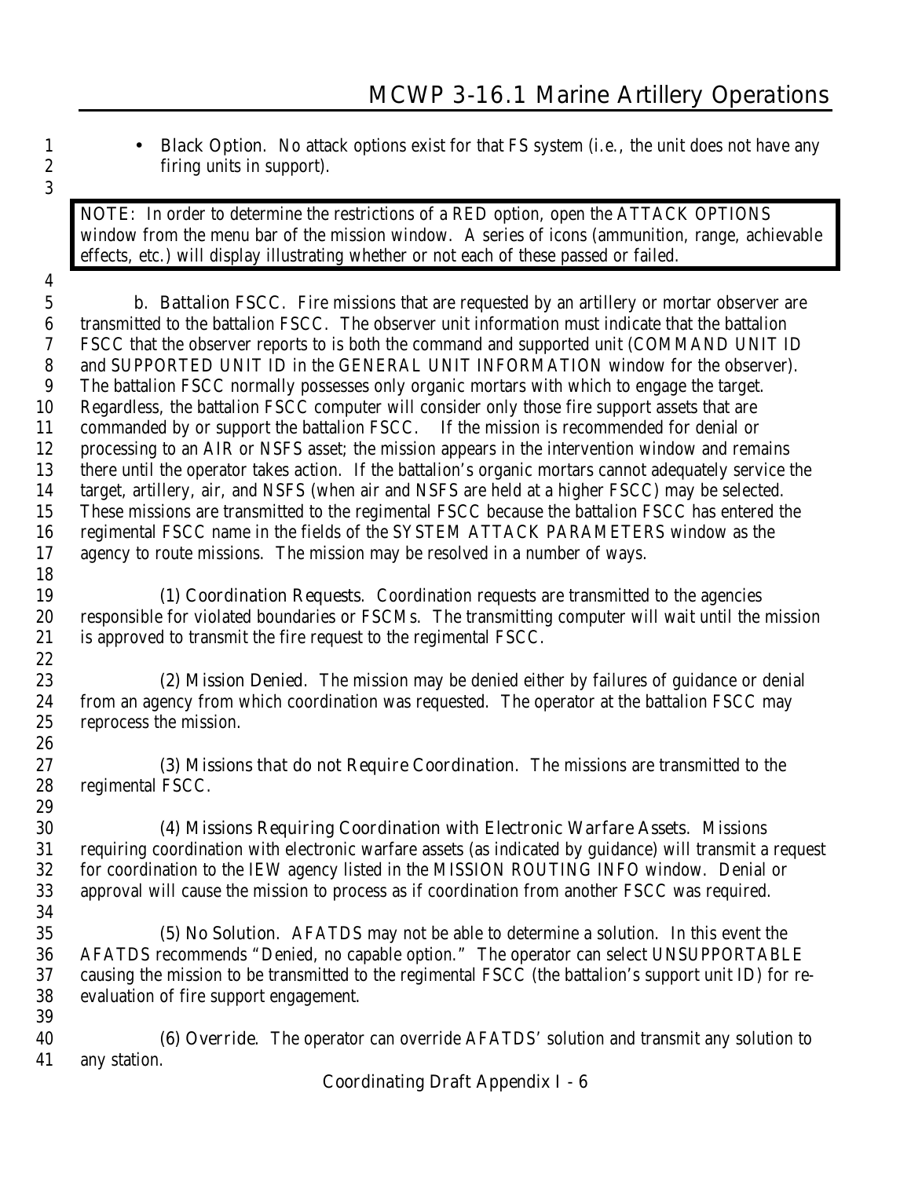- **Black Option.** No attack options exist for that FS system (i.e., the unit does not have any firing units in support).

> NOTE: In order to determine the restrictions of a RED option, open the ATTACK OPTIONS window from the menu bar of the mission window. A series of icons (ammunition, range, achievable effects, etc.) will display illustrating whether or not each of these passed or failed.

**b. Battalion FSCC.** Fire missions that are requested by an artillery or mortar observer are transmitted to the battalion FSCC. The observer unit information must indicate that the battalion FSCC that the observer reports to is both the command and supported unit (COMMAND UNIT ID and SUPPORTED UNIT ID in the GENERAL UNIT INFORMATION window for the observer). The battalion FSCC normally possesses only organic mortars with which to engage the target. Regardless, the battalion FSCC computer will consider only those fire support assets that are commanded by or support the battalion FSCC. If the mission is recommended for denial or processing to an AIR or NSFS asset; the mission appears in the intervention window and remains there until the operator takes action. If the battalion's organic mortars cannot adequately service the target, artillery, air, and NSFS (when air and NSFS are held at a higher FSCC) may be selected. These missions are transmitted to the regimental FSCC because the battalion FSCC has entered the regimental FSCC name in the fields of the SYSTEM ATTACK PARAMETERS window as the agency to route missions. The mission may be resolved in a number of ways.

**(1) Coordination Requests.** Coordination requests are transmitted to the agencies responsible for violated boundaries or FSCMs. The transmitting computer will wait until the mission is approved to transmit the fire request to the regimental FSCC.

**(2) Mission Denied.** The mission may be denied either by failures of guidance or denial from an agency from which coordination was requested. The operator at the battalion FSCC may reprocess the mission.

**(3) Missions that do not Require Coordination.** The missions are transmitted to the regimental FSCC.

**(4) Missions Requiring Coordination with Electronic Warfare Assets.** Missions requiring coordination with electronic warfare assets (as indicated by guidance) will transmit a request for coordination to the IEW agency listed in the MISSION ROUTING INFO window. Denial or approval will cause the mission to process as if coordination from another FSCC was required.

**(5) No Solution.** AFATDS may not be able to determine a solution. In this event the AFATDS recommends "Denied, no capable option." The operator can select UNSUPPORTABLE causing the mission to be transmitted to the regimental FSCC (the battalion's support unit ID) for re-evaluation of fire support engagement.

**(6) Override.** The operator can override AFATDS' solution and transmit any solution to any station.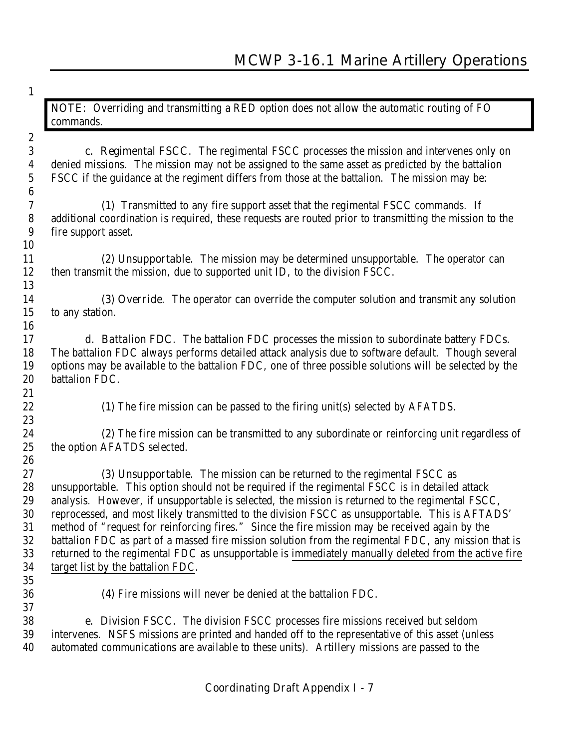> NOTE: Overriding and transmitting a RED option does not allow the automatic routing of FO commands.

c. Regimental FSCC. The regimental FSCC processes the mission and intervenes only on denied missions. The mission may not be assigned to the same asset as predicted by the battalion FSCC if the guidance at the regiment differs from those at the battalion. The mission may be:

(1) Transmitted to any fire support asset that the regimental FSCC commands. If additional coordination is required, these requests are routed prior to transmitting the mission to the fire support asset.

(2) Unsupportable. The mission may be determined unsupportable. The operator can then transmit the mission, due to supported unit ID, to the division FSCC.

(3) Override. The operator can override the computer solution and transmit any solution to any station.

d. Battalion FDC. The battalion FDC processes the mission to subordinate battery FDCs. The battalion FDC always performs detailed attack analysis due to software default. Though several options may be available to the battalion FDC, one of three possible solutions will be selected by the battalion FDC.

(1) The fire mission can be passed to the firing unit(s) selected by AFATDS.

(2) The fire mission can be transmitted to any subordinate or reinforcing unit regardless of the option AFATDS selected.

(3) Unsupportable. The mission can be returned to the regimental FSCC as unsupportable. This option should not be required if the regimental FSCC is in detailed attack analysis. However, if unsupportable is selected, the mission is returned to the regimental FSCC, reprocessed, and most likely transmitted to the division FSCC as unsupportable. This is AFTADS' method of "request for reinforcing fires." Since the fire mission may be received again by the battalion FDC as part of a massed fire mission solution from the regimental FDC, any mission that is returned to the regimental FDC as unsupportable is <u>immediately manually deleted from the active fire target list by the battalion FDC</u>.

(4) Fire missions will never be denied at the battalion FDC.

e. Division FSCC. The division FSCC processes fire missions received but seldom intervenes. NSFS missions are printed and handed off to the representative of this asset (unless automated communications are available to these units). Artillery missions are passed to the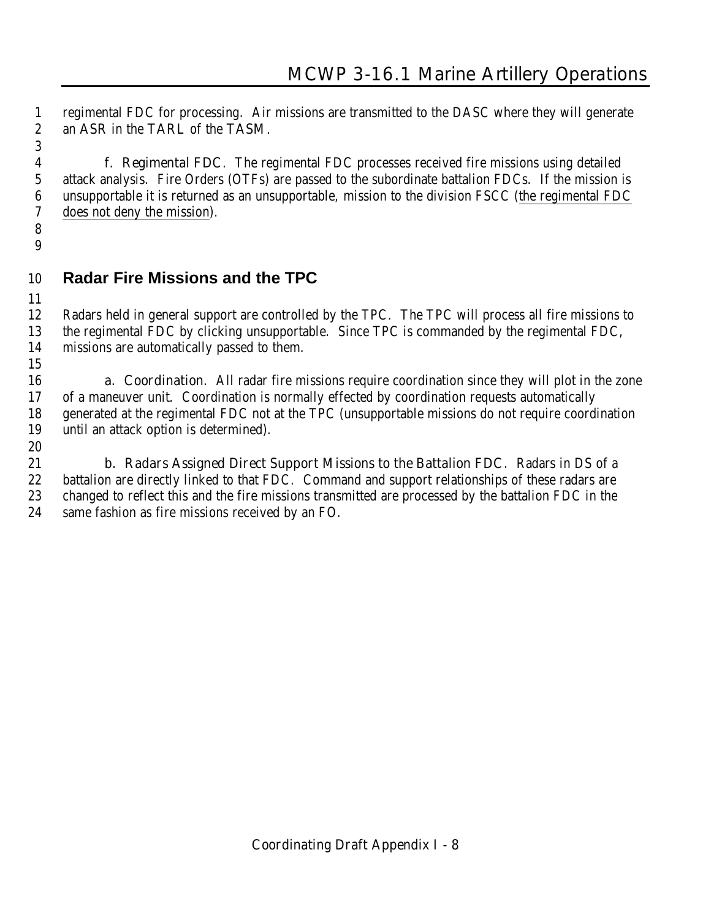regimental FDC for processing. Air missions are transmitted to the DASC where they will generate an ASR in the TARL of the TASM.

f. Regimental FDC. The regimental FDC processes received fire missions using detailed attack analysis. Fire Orders (OTFs) are passed to the subordinate battalion FDCs. If the mission is unsupportable it is returned as an unsupportable, mission to the division FSCC (the regimental FDC does not deny the mission).

## Radar Fire Missions and the TPC

Radars held in general support are controlled by the TPC. The TPC will process all fire missions to the regimental FDC by clicking unsupportable. Since TPC is commanded by the regimental FDC, missions are automatically passed to them.

a. Coordination. All radar fire missions require coordination since they will plot in the zone of a maneuver unit. Coordination is normally effected by coordination requests automatically generated at the regimental FDC not at the TPC (unsupportable missions do not require coordination until an attack option is determined).

b. Radars Assigned Direct Support Missions to the Battalion FDC. Radars in DS of a battalion are directly linked to that FDC. Command and support relationships of these radars are changed to reflect this and the fire missions transmitted are processed by the battalion FDC in the same fashion as fire missions received by an FO.